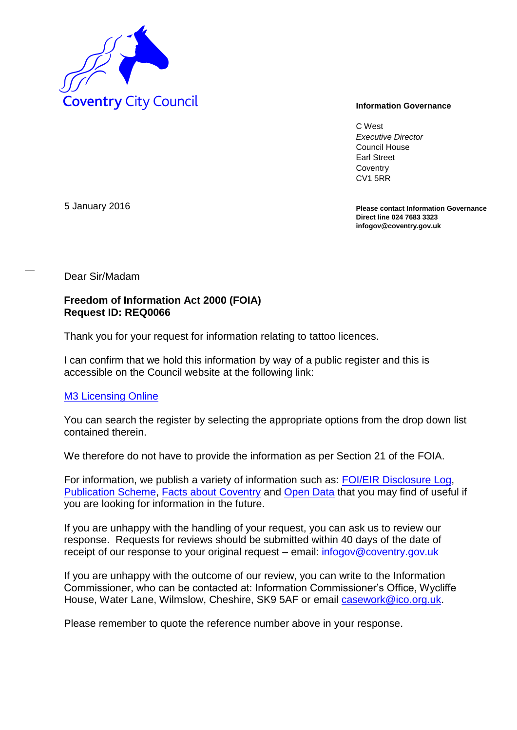Coventry City Council

**Information Governance**

C West
*Executive Director*
Council House
Earl Street
Coventry
CV1 5RR

5 January 2016

**Please contact Information Governance**
**Direct line 024 7683 3323**
**infogov@coventry.gov.uk**

Dear Sir/Madam

**Freedom of Information Act 2000 (FOIA)**
**Request ID: REQ0066**

Thank you for your request for information relating to tattoo licences.

I can confirm that we hold this information by way of a public register and this is accessible on the Council website at the following link:

M3 Licensing Online

You can search the register by selecting the appropriate options from the drop down list contained therein.

We therefore do not have to provide the information as per Section 21 of the FOIA.

For information, we publish a variety of information such as: FOI/EIR Disclosure Log, Publication Scheme, Facts about Coventry and Open Data that you may find of useful if you are looking for information in the future.

If you are unhappy with the handling of your request, you can ask us to review our response. Requests for reviews should be submitted within 40 days of the date of receipt of our response to your original request – email: infogov@coventry.gov.uk

If you are unhappy with the outcome of our review, you can write to the Information Commissioner, who can be contacted at: Information Commissioner's Office, Wycliffe House, Water Lane, Wilmslow, Cheshire, SK9 5AF or email casework@ico.org.uk.

Please remember to quote the reference number above in your response.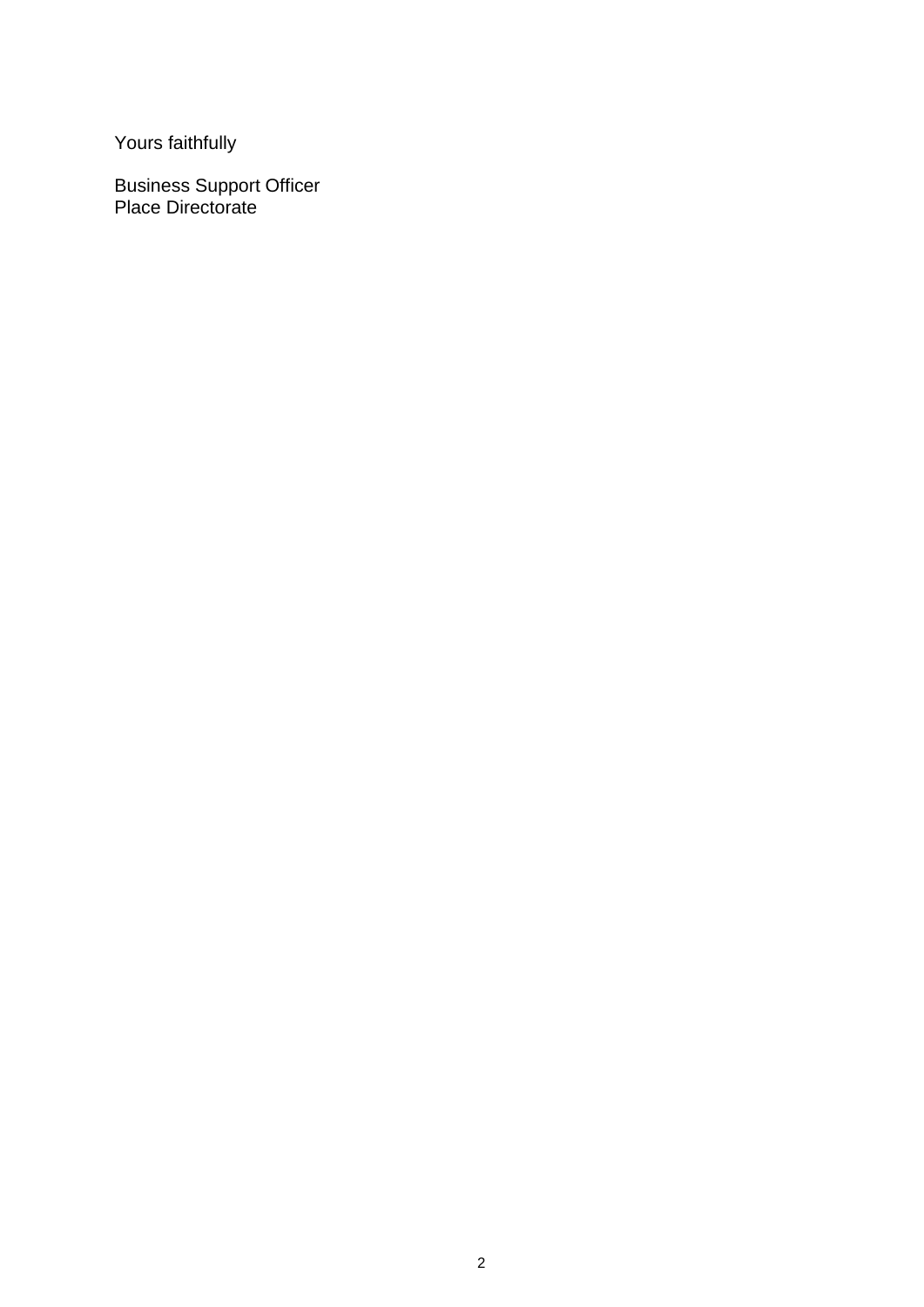Yours faithfully

Business Support Officer  
Place Directorate